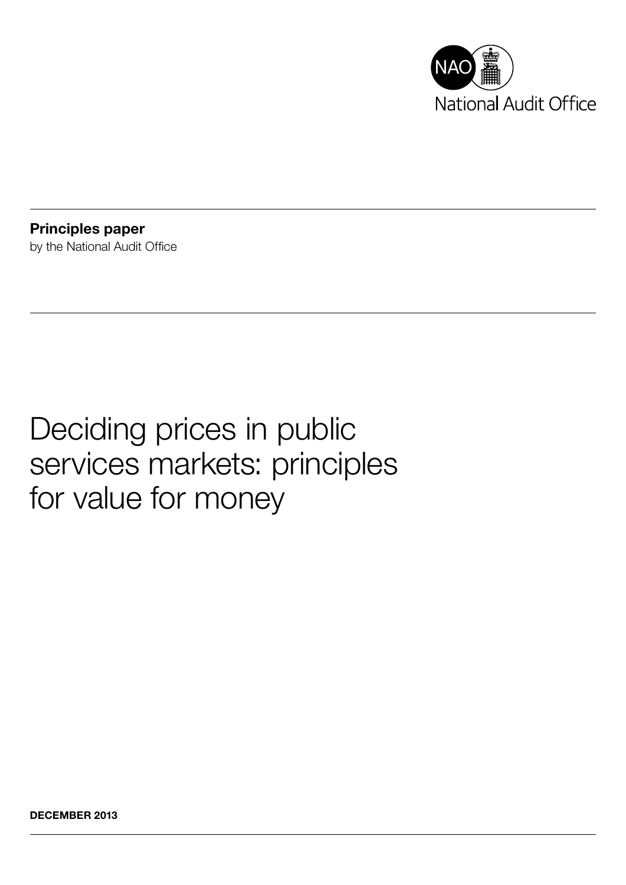NAO National Audit Office

**Principles paper**
by the National Audit Office

# Deciding prices in public services markets: principles for value for money

**DECEMBER 2013**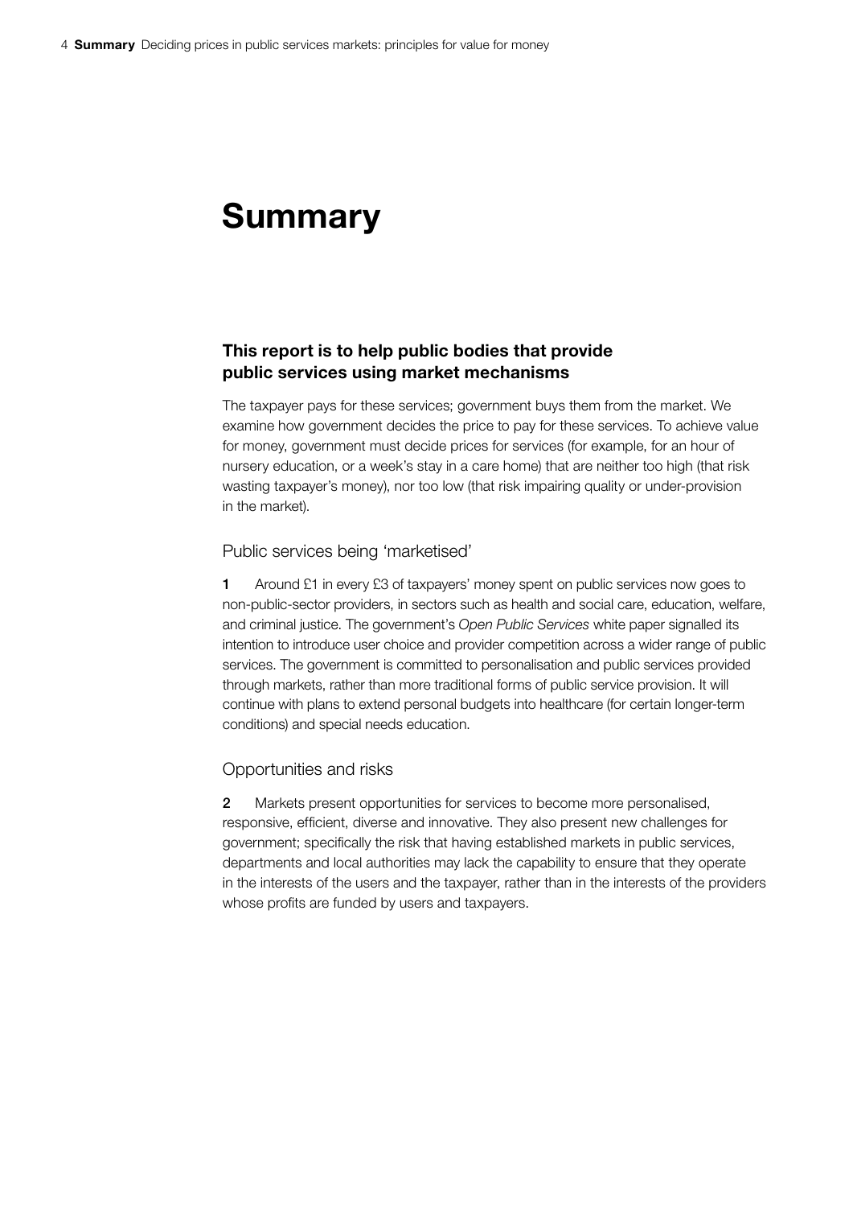# Summary

### This report is to help public bodies that provide public services using market mechanisms

The taxpayer pays for these services; government buys them from the market. We examine how government decides the price to pay for these services. To achieve value for money, government must decide prices for services (for example, for an hour of nursery education, or a week's stay in a care home) that are neither too high (that risk wasting taxpayer's money), nor too low (that risk impairing quality or under-provision in the market).

#### Public services being 'marketised'

**1** Around £1 in every £3 of taxpayers' money spent on public services now goes to non-public-sector providers, in sectors such as health and social care, education, welfare, and criminal justice. The government's *Open Public Services* white paper signalled its intention to introduce user choice and provider competition across a wider range of public services. The government is committed to personalisation and public services provided through markets, rather than more traditional forms of public service provision. It will continue with plans to extend personal budgets into healthcare (for certain longer-term conditions) and special needs education.

#### Opportunities and risks

**2** Markets present opportunities for services to become more personalised, responsive, efficient, diverse and innovative. They also present new challenges for government; specifically the risk that having established markets in public services, departments and local authorities may lack the capability to ensure that they operate in the interests of the users and the taxpayer, rather than in the interests of the providers whose profits are funded by users and taxpayers.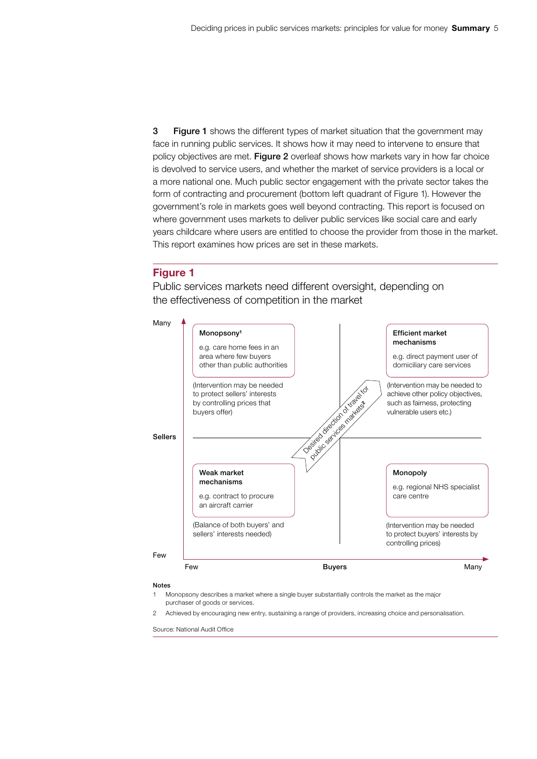3 **Figure 1** shows the different types of market situation that the government may face in running public services. It shows how it may need to intervene to ensure that policy objectives are met. **Figure 2** overleaf shows how markets vary in how far choice is devolved to service users, and whether the market of service providers is a local or a more national one. Much public sector engagement with the private sector takes the form of contracting and procurement (bottom left quadrant of Figure 1). However the government's role in markets goes well beyond contracting. This report is focused on where government uses markets to deliver public services like social care and early years childcare where users are entitled to choose the provider from those in the market. This report examines how prices are set in these markets.

## Figure 1

Public services markets need different oversight, depending on the effectiveness of competition in the market

Sellers (vertical axis: Few to Many) / Buyers (horizontal axis: Few to Many)

**Monopsony**[1]

e.g. care home fees in an area where few buyers other than public authorities

(Intervention may be needed to protect sellers' interests by controlling prices that buyers offer)

**Efficient market mechanisms**

e.g. direct payment user of domiciliary care services

(Intervention may be needed to achieve other policy objectives, such as fairness, protecting vulnerable users etc.)

**Weak market mechanisms**

e.g. contract to procure an aircraft carrier

(Balance of both buyers' and sellers' interests needed)

**Monopoly**

e.g. regional NHS specialist care centre

(Intervention may be needed to protect buyers' interests by controlling prices)

Desired direction of travel for public services markets[2]

**Notes**

1 Monopsony describes a market where a single buyer substantially controls the market as the major purchaser of goods or services.

2 Achieved by encouraging new entry, sustaining a range of providers, increasing choice and personalisation.

Source: National Audit Office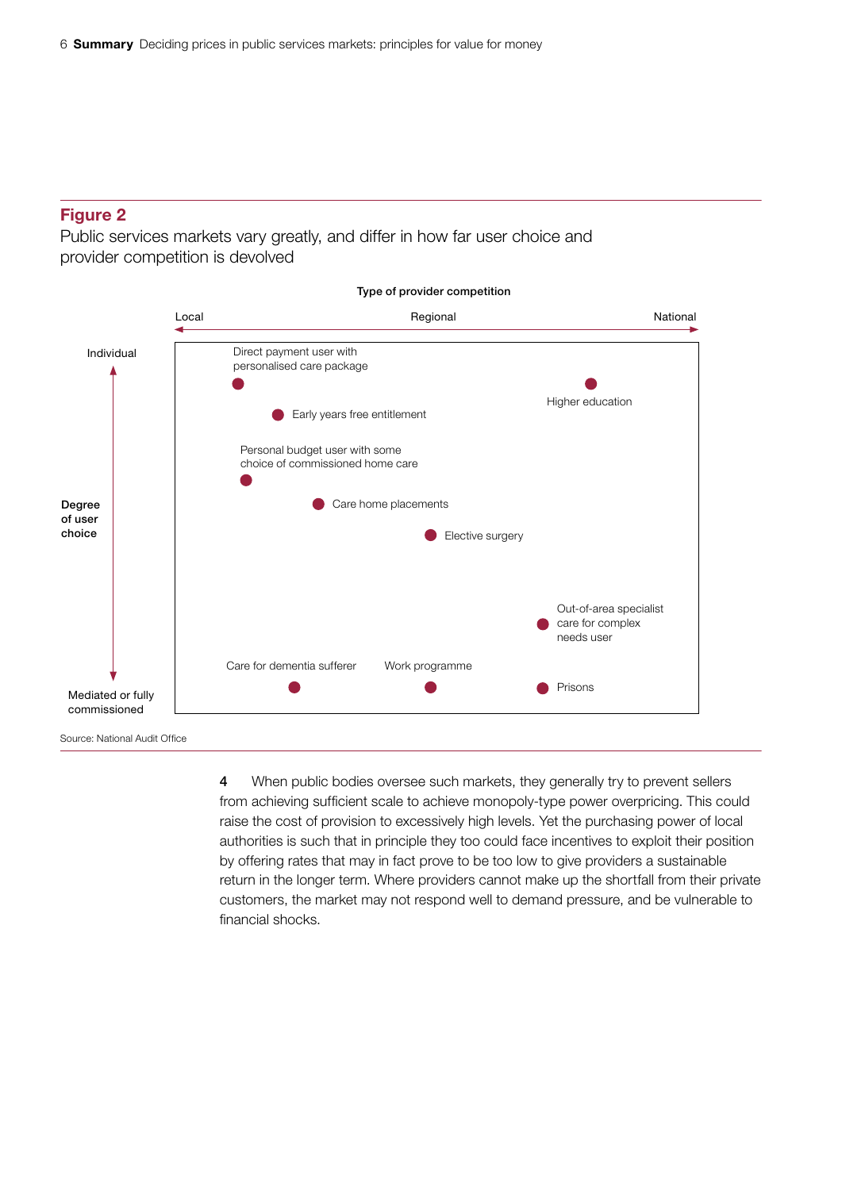## Figure 2

Public services markets vary greatly, and differ in how far user choice and provider competition is devolved

Type of provider competition

Local — Regional — National

Degree of user choice: Individual — Mediated or fully commissioned

| Service | Type of provider competition | Degree of user choice |
|---|---|---|
| Direct payment user with personalised care package | Local | Individual |
| Early years free entitlement | Local | Individual |
| Higher education | National | Individual |
| Personal budget user with some choice of commissioned home care | Local | |
| Care home placements | Local/Regional | |
| Elective surgery | Regional | |
| Out-of-area specialist care for complex needs user | National | |
| Care for dementia sufferer | Local | Mediated or fully commissioned |
| Work programme | Regional | Mediated or fully commissioned |
| Prisons | National | Mediated or fully commissioned |

Source: National Audit Office

**4** When public bodies oversee such markets, they generally try to prevent sellers from achieving sufficient scale to achieve monopoly-type power overpricing. This could raise the cost of provision to excessively high levels. Yet the purchasing power of local authorities is such that in principle they too could face incentives to exploit their position by offering rates that may in fact prove to be too low to give providers a sustainable return in the longer term. Where providers cannot make up the shortfall from their private customers, the market may not respond well to demand pressure, and be vulnerable to financial shocks.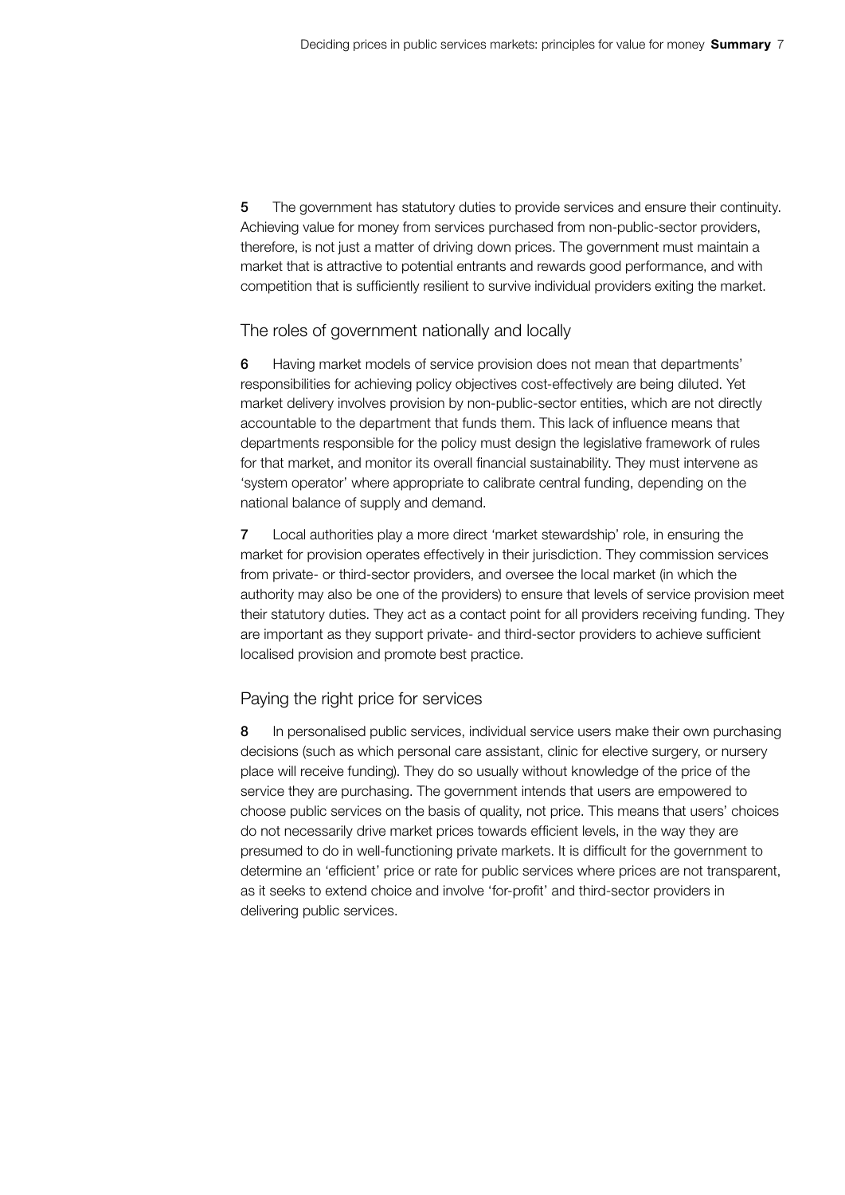**5** The government has statutory duties to provide services and ensure their continuity. Achieving value for money from services purchased from non-public-sector providers, therefore, is not just a matter of driving down prices. The government must maintain a market that is attractive to potential entrants and rewards good performance, and with competition that is sufficiently resilient to survive individual providers exiting the market.

## The roles of government nationally and locally

**6** Having market models of service provision does not mean that departments' responsibilities for achieving policy objectives cost-effectively are being diluted. Yet market delivery involves provision by non-public-sector entities, which are not directly accountable to the department that funds them. This lack of influence means that departments responsible for the policy must design the legislative framework of rules for that market, and monitor its overall financial sustainability. They must intervene as 'system operator' where appropriate to calibrate central funding, depending on the national balance of supply and demand.

**7** Local authorities play a more direct 'market stewardship' role, in ensuring the market for provision operates effectively in their jurisdiction. They commission services from private- or third-sector providers, and oversee the local market (in which the authority may also be one of the providers) to ensure that levels of service provision meet their statutory duties. They act as a contact point for all providers receiving funding. They are important as they support private- and third-sector providers to achieve sufficient localised provision and promote best practice.

## Paying the right price for services

**8** In personalised public services, individual service users make their own purchasing decisions (such as which personal care assistant, clinic for elective surgery, or nursery place will receive funding). They do so usually without knowledge of the price of the service they are purchasing. The government intends that users are empowered to choose public services on the basis of quality, not price. This means that users' choices do not necessarily drive market prices towards efficient levels, in the way they are presumed to do in well-functioning private markets. It is difficult for the government to determine an 'efficient' price or rate for public services where prices are not transparent, as it seeks to extend choice and involve 'for-profit' and third-sector providers in delivering public services.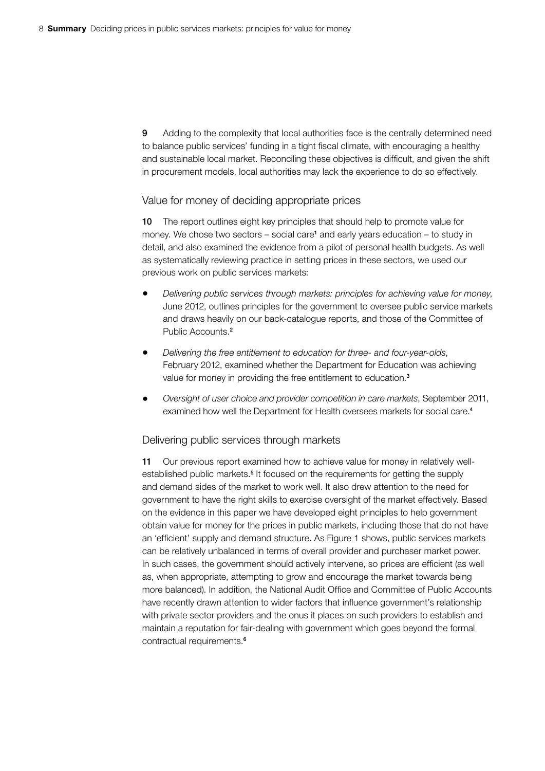**9** Adding to the complexity that local authorities face is the centrally determined need to balance public services' funding in a tight fiscal climate, with encouraging a healthy and sustainable local market. Reconciling these objectives is difficult, and given the shift in procurement models, local authorities may lack the experience to do so effectively.

## Value for money of deciding appropriate prices

**10** The report outlines eight key principles that should help to promote value for money. We chose two sectors – social care[1] and early years education – to study in detail, and also examined the evidence from a pilot of personal health budgets. As well as systematically reviewing practice in setting prices in these sectors, we used our previous work on public services markets:

- *Delivering public services through markets: principles for achieving value for money*, June 2012, outlines principles for the government to oversee public service markets and draws heavily on our back-catalogue reports, and those of the Committee of Public Accounts.[2]
- *Delivering the free entitlement to education for three- and four-year-olds*, February 2012, examined whether the Department for Education was achieving value for money in providing the free entitlement to education.[3]
- *Oversight of user choice and provider competition in care markets*, September 2011, examined how well the Department for Health oversees markets for social care.[4]

## Delivering public services through markets

**11** Our previous report examined how to achieve value for money in relatively well-established public markets.[5] It focused on the requirements for getting the supply and demand sides of the market to work well. It also drew attention to the need for government to have the right skills to exercise oversight of the market effectively. Based on the evidence in this paper we have developed eight principles to help government obtain value for money for the prices in public markets, including those that do not have an 'efficient' supply and demand structure. As Figure 1 shows, public services markets can be relatively unbalanced in terms of overall provider and purchaser market power. In such cases, the government should actively intervene, so prices are efficient (as well as, when appropriate, attempting to grow and encourage the market towards being more balanced). In addition, the National Audit Office and Committee of Public Accounts have recently drawn attention to wider factors that influence government's relationship with private sector providers and the onus it places on such providers to establish and maintain a reputation for fair-dealing with government which goes beyond the formal contractual requirements.[6]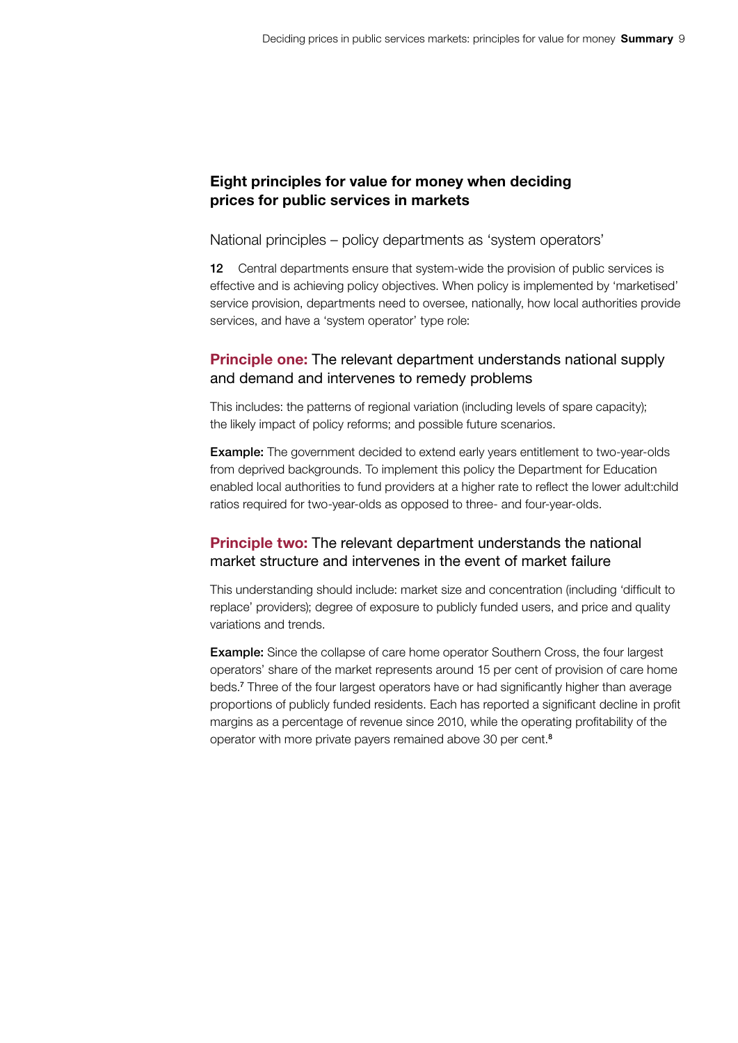## Eight principles for value for money when deciding prices for public services in markets

### National principles – policy departments as 'system operators'

**12** Central departments ensure that system-wide the provision of public services is effective and is achieving policy objectives. When policy is implemented by 'marketised' service provision, departments need to oversee, nationally, how local authorities provide services, and have a 'system operator' type role:

### **Principle one:** The relevant department understands national supply and demand and intervenes to remedy problems

This includes: the patterns of regional variation (including levels of spare capacity); the likely impact of policy reforms; and possible future scenarios.

**Example:** The government decided to extend early years entitlement to two-year-olds from deprived backgrounds. To implement this policy the Department for Education enabled local authorities to fund providers at a higher rate to reflect the lower adult:child ratios required for two-year-olds as opposed to three- and four-year-olds.

### **Principle two:** The relevant department understands the national market structure and intervenes in the event of market failure

This understanding should include: market size and concentration (including 'difficult to replace' providers); degree of exposure to publicly funded users, and price and quality variations and trends.

**Example:** Since the collapse of care home operator Southern Cross, the four largest operators' share of the market represents around 15 per cent of provision of care home beds.[7] Three of the four largest operators have or had significantly higher than average proportions of publicly funded residents. Each has reported a significant decline in profit margins as a percentage of revenue since 2010, while the operating profitability of the operator with more private payers remained above 30 per cent.[8]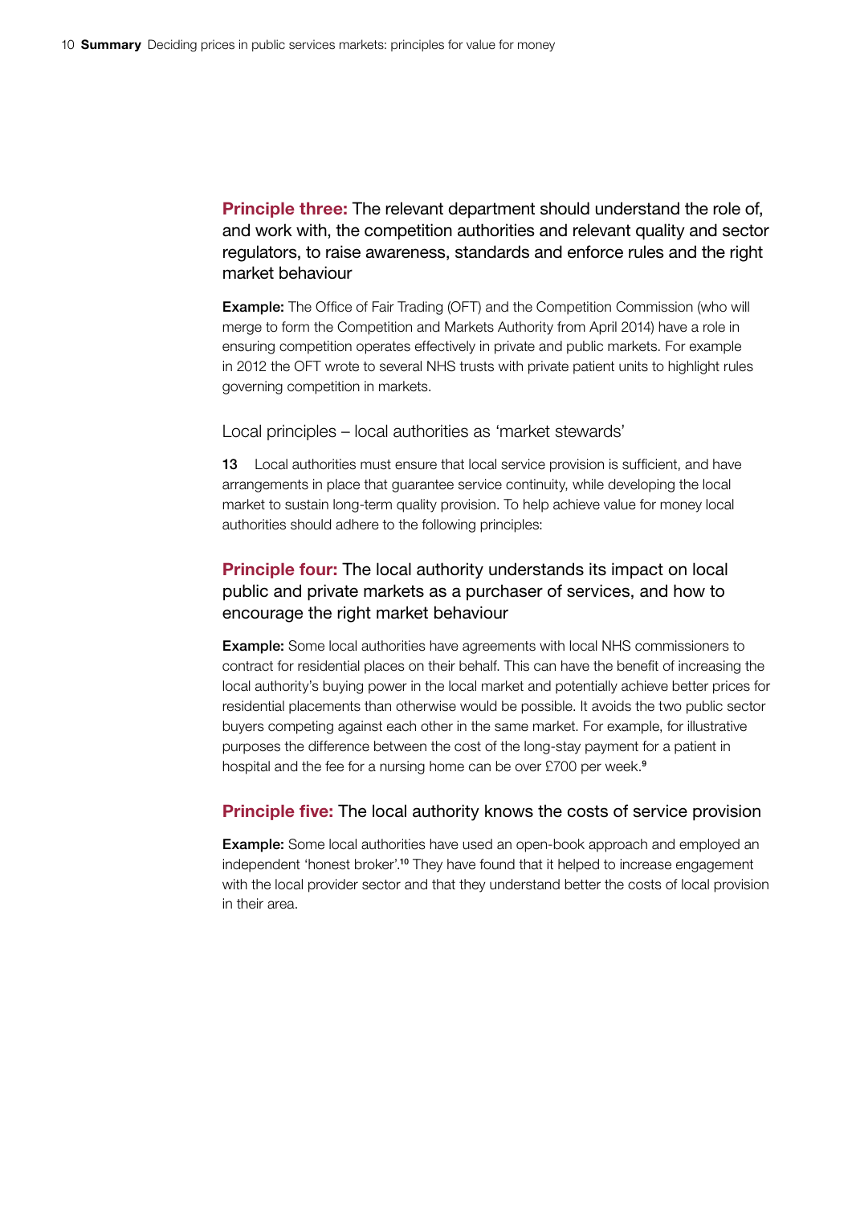**Principle three:** The relevant department should understand the role of, and work with, the competition authorities and relevant quality and sector regulators, to raise awareness, standards and enforce rules and the right market behaviour

**Example:** The Office of Fair Trading (OFT) and the Competition Commission (who will merge to form the Competition and Markets Authority from April 2014) have a role in ensuring competition operates effectively in private and public markets. For example in 2012 the OFT wrote to several NHS trusts with private patient units to highlight rules governing competition in markets.

## Local principles – local authorities as 'market stewards'

**13** Local authorities must ensure that local service provision is sufficient, and have arrangements in place that guarantee service continuity, while developing the local market to sustain long-term quality provision. To help achieve value for money local authorities should adhere to the following principles:

**Principle four:** The local authority understands its impact on local public and private markets as a purchaser of services, and how to encourage the right market behaviour

**Example:** Some local authorities have agreements with local NHS commissioners to contract for residential places on their behalf. This can have the benefit of increasing the local authority's buying power in the local market and potentially achieve better prices for residential placements than otherwise would be possible. It avoids the two public sector buyers competing against each other in the same market. For example, for illustrative purposes the difference between the cost of the long-stay payment for a patient in hospital and the fee for a nursing home can be over £700 per week.[9]

**Principle five:** The local authority knows the costs of service provision

**Example:** Some local authorities have used an open-book approach and employed an independent 'honest broker'.[10] They have found that it helped to increase engagement with the local provider sector and that they understand better the costs of local provision in their area.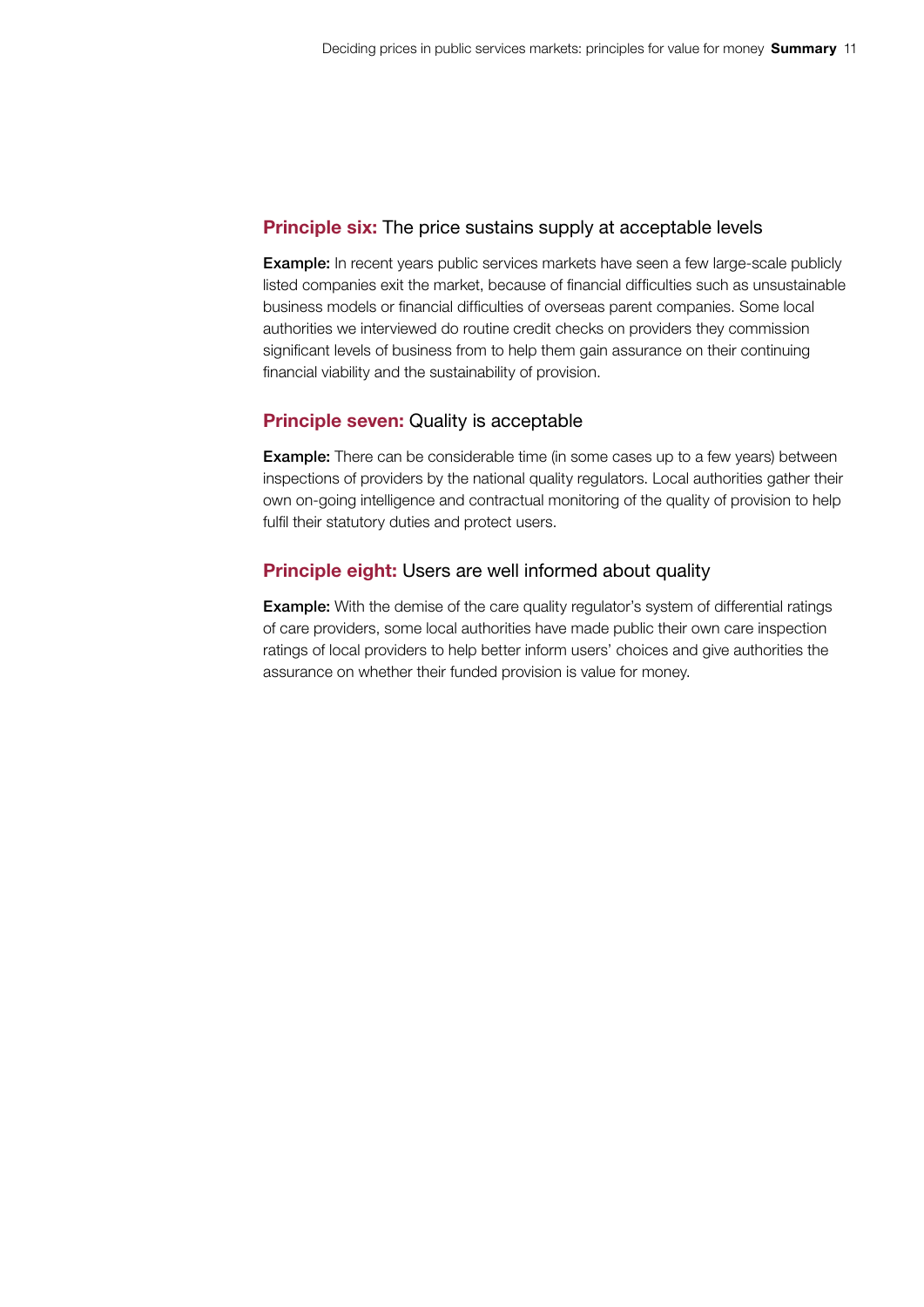**Principle six:** The price sustains supply at acceptable levels

**Example:** In recent years public services markets have seen a few large-scale publicly listed companies exit the market, because of financial difficulties such as unsustainable business models or financial difficulties of overseas parent companies. Some local authorities we interviewed do routine credit checks on providers they commission significant levels of business from to help them gain assurance on their continuing financial viability and the sustainability of provision.

**Principle seven:** Quality is acceptable

**Example:** There can be considerable time (in some cases up to a few years) between inspections of providers by the national quality regulators. Local authorities gather their own on-going intelligence and contractual monitoring of the quality of provision to help fulfil their statutory duties and protect users.

**Principle eight:** Users are well informed about quality

**Example:** With the demise of the care quality regulator's system of differential ratings of care providers, some local authorities have made public their own care inspection ratings of local providers to help better inform users' choices and give authorities the assurance on whether their funded provision is value for money.